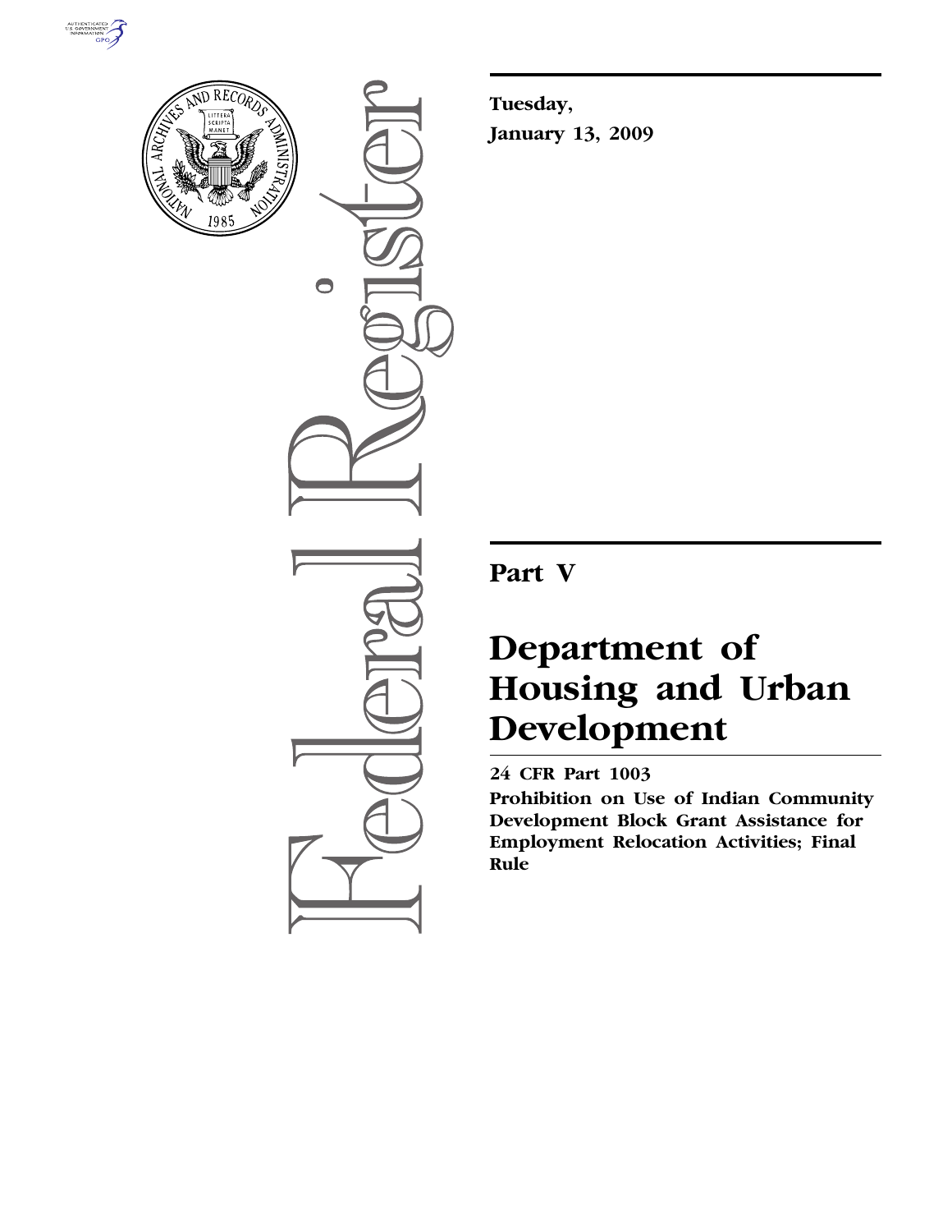**Tuesday,**

**January 13, 2009**

# Part V

# Department of Housing and Urban Development

**24 CFR Part 1003**

**Prohibition on Use of Indian Community Development Block Grant Assistance for Employment Relocation Activities; Final Rule**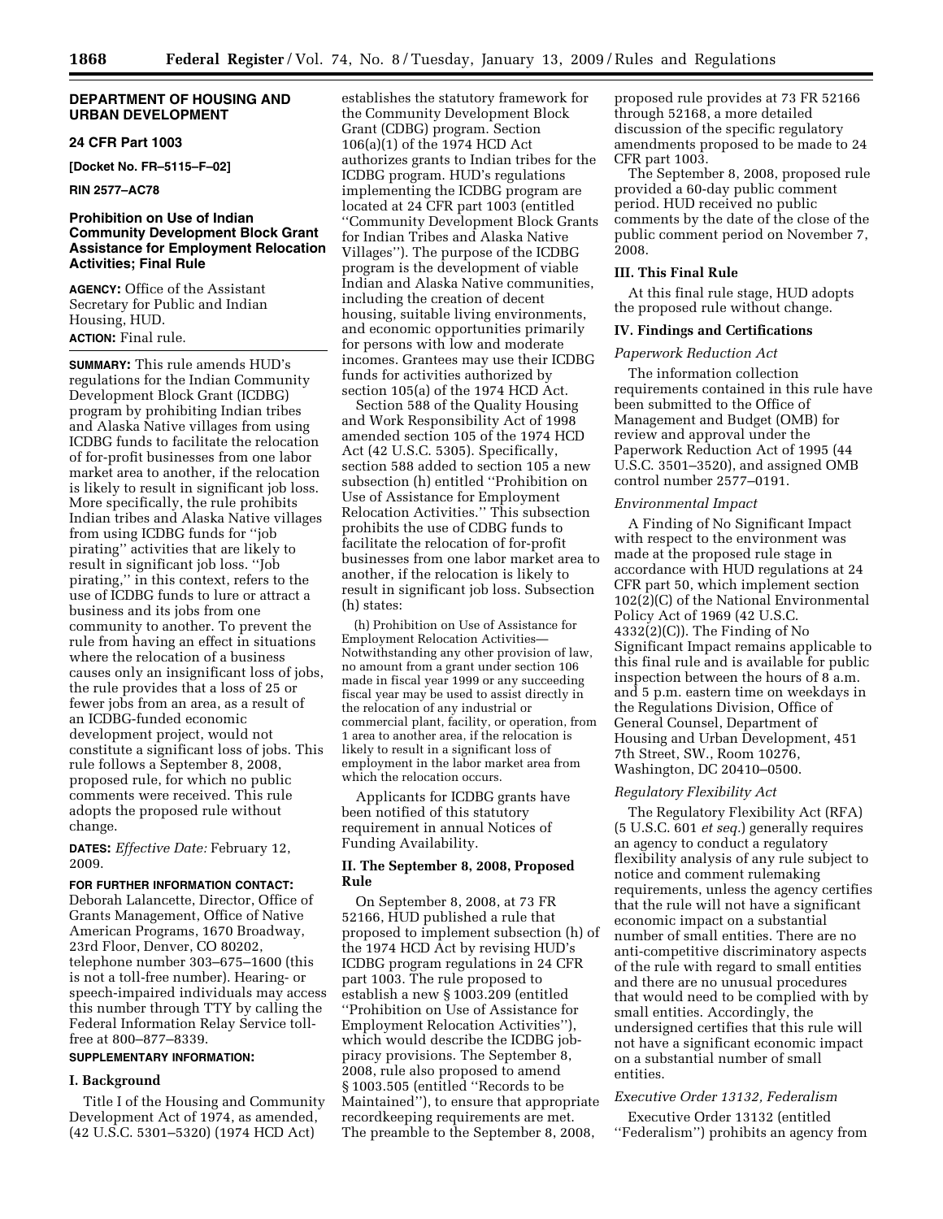**DEPARTMENT OF HOUSING AND URBAN DEVELOPMENT**

**24 CFR Part 1003**

**[Docket No. FR–5115–F–02]**

**RIN 2577–AC78**

## Prohibition on Use of Indian Community Development Block Grant Assistance for Employment Relocation Activities; Final Rule

**AGENCY:** Office of the Assistant Secretary for Public and Indian Housing, HUD.

**ACTION:** Final rule.

**SUMMARY:** This rule amends HUD's regulations for the Indian Community Development Block Grant (ICDBG) program by prohibiting Indian tribes and Alaska Native villages from using ICDBG funds to facilitate the relocation of for-profit businesses from one labor market area to another, if the relocation is likely to result in significant job loss. More specifically, the rule prohibits Indian tribes and Alaska Native villages from using ICDBG funds for "job pirating" activities that are likely to result in significant job loss. "Job pirating," in this context, refers to the use of ICDBG funds to lure or attract a business and its jobs from one community to another. To prevent the rule from having an effect in situations where the relocation of a business causes only an insignificant loss of jobs, the rule provides that a loss of 25 or fewer jobs from an area, as a result of an ICDBG-funded economic development project, would not constitute a significant loss of jobs. This rule follows a September 8, 2008, proposed rule, for which no public comments were received. This rule adopts the proposed rule without change.

**DATES:** *Effective Date:* February 12, 2009.

**FOR FURTHER INFORMATION CONTACT:** Deborah Lalancette, Director, Office of Grants Management, Office of Native American Programs, 1670 Broadway, 23rd Floor, Denver, CO 80202, telephone number 303–675–1600 (this is not a toll-free number). Hearing- or speech-impaired individuals may access this number through TTY by calling the Federal Information Relay Service toll-free at 800–877–8339.

**SUPPLEMENTARY INFORMATION:**

### I. Background

Title I of the Housing and Community Development Act of 1974, as amended, (42 U.S.C. 5301–5320) (1974 HCD Act) establishes the statutory framework for the Community Development Block Grant (CDBG) program. Section 106(a)(1) of the 1974 HCD Act authorizes grants to Indian tribes for the ICDBG program. HUD's regulations implementing the ICDBG program are located at 24 CFR part 1003 (entitled "Community Development Block Grants for Indian Tribes and Alaska Native Villages"). The purpose of the ICDBG program is the development of viable Indian and Alaska Native communities, including the creation of decent housing, suitable living environments, and economic opportunities primarily for persons with low and moderate incomes. Grantees may use their ICDBG funds for activities authorized by section 105(a) of the 1974 HCD Act.

Section 588 of the Quality Housing and Work Responsibility Act of 1998 amended section 105 of the 1974 HCD Act (42 U.S.C. 5305). Specifically, section 588 added to section 105 a new subsection (h) entitled "Prohibition on Use of Assistance for Employment Relocation Activities." This subsection prohibits the use of CDBG funds to facilitate the relocation of for-profit businesses from one labor market area to another, if the relocation is likely to result in significant job loss. Subsection (h) states:

> (h) Prohibition on Use of Assistance for Employment Relocation Activities—Notwithstanding any other provision of law, no amount from a grant under section 106 made in fiscal year 1999 or any succeeding fiscal year may be used to assist directly in the relocation of any industrial or commercial plant, facility, or operation, from 1 area to another area, if the relocation is likely to result in a significant loss of employment in the labor market area from which the relocation occurs.

Applicants for ICDBG grants have been notified of this statutory requirement in annual Notices of Funding Availability.

### II. The September 8, 2008, Proposed Rule

On September 8, 2008, at 73 FR 52166, HUD published a rule that proposed to implement subsection (h) of the 1974 HCD Act by revising HUD's ICDBG program regulations in 24 CFR part 1003. The rule proposed to establish a new § 1003.209 (entitled "Prohibition on Use of Assistance for Employment Relocation Activities"), which would describe the ICDBG job-piracy provisions. The September 8, 2008, rule also proposed to amend § 1003.505 (entitled "Records to be Maintained"), to ensure that appropriate recordkeeping requirements are met. The preamble to the September 8, 2008, proposed rule provides at 73 FR 52166 through 52168, a more detailed discussion of the specific regulatory amendments proposed to be made to 24 CFR part 1003.

The September 8, 2008, proposed rule provided a 60-day public comment period. HUD received no public comments by the date of the close of the public comment period on November 7, 2008.

### III. This Final Rule

At this final rule stage, HUD adopts the proposed rule without change.

### IV. Findings and Certifications

*Paperwork Reduction Act*

The information collection requirements contained in this rule have been submitted to the Office of Management and Budget (OMB) for review and approval under the Paperwork Reduction Act of 1995 (44 U.S.C. 3501–3520), and assigned OMB control number 2577–0191.

*Environmental Impact*

A Finding of No Significant Impact with respect to the environment was made at the proposed rule stage in accordance with HUD regulations at 24 CFR part 50, which implement section 102(2)(C) of the National Environmental Policy Act of 1969 (42 U.S.C. 4332(2)(C)). The Finding of No Significant Impact remains applicable to this final rule and is available for public inspection between the hours of 8 a.m. and 5 p.m. eastern time on weekdays in the Regulations Division, Office of General Counsel, Department of Housing and Urban Development, 451 7th Street, SW., Room 10276, Washington, DC 20410–0500.

*Regulatory Flexibility Act*

The Regulatory Flexibility Act (RFA) (5 U.S.C. 601 *et seq.*) generally requires an agency to conduct a regulatory flexibility analysis of any rule subject to notice and comment rulemaking requirements, unless the agency certifies that the rule will not have a significant economic impact on a substantial number of small entities. There are no anti-competitive discriminatory aspects of the rule with regard to small entities and there are no unusual procedures that would need to be complied with by small entities. Accordingly, the undersigned certifies that this rule will not have a significant economic impact on a substantial number of small entities.

*Executive Order 13132, Federalism*

Executive Order 13132 (entitled "Federalism") prohibits an agency from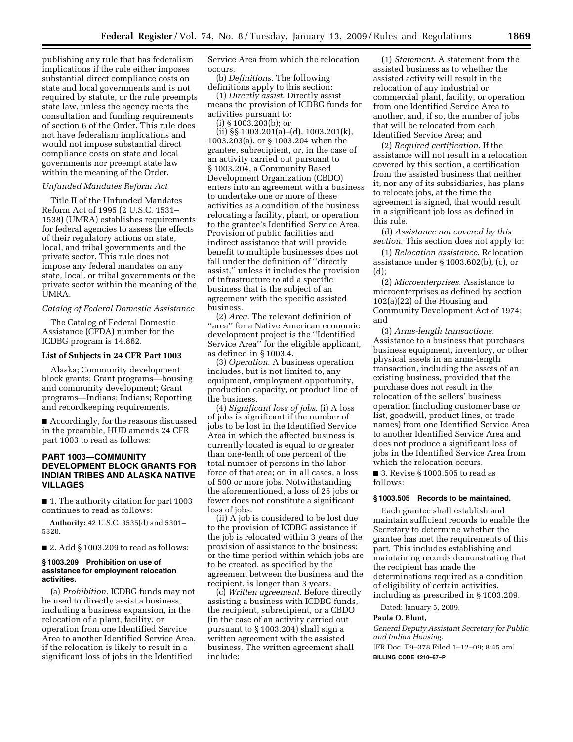publishing any rule that has federalism implications if the rule either imposes substantial direct compliance costs on state and local governments and is not required by statute, or the rule preempts state law, unless the agency meets the consultation and funding requirements of section 6 of the Order. This rule does not have federalism implications and would not impose substantial direct compliance costs on state and local governments nor preempt state law within the meaning of the Order.

*Unfunded Mandates Reform Act*

Title II of the Unfunded Mandates Reform Act of 1995 (2 U.S.C. 1531–1538) (UMRA) establishes requirements for federal agencies to assess the effects of their regulatory actions on state, local, and tribal governments and the private sector. This rule does not impose any federal mandates on any state, local, or tribal governments or the private sector within the meaning of the UMRA.

*Catalog of Federal Domestic Assistance*

The Catalog of Federal Domestic Assistance (CFDA) number for the ICDBG program is 14.862.

**List of Subjects in 24 CFR Part 1003**

Alaska; Community development block grants; Grant programs—housing and community development; Grant programs—Indians; Indians; Reporting and recordkeeping requirements.

■ Accordingly, for the reasons discussed in the preamble, HUD amends 24 CFR part 1003 to read as follows:

## PART 1003—COMMUNITY DEVELOPMENT BLOCK GRANTS FOR INDIAN TRIBES AND ALASKA NATIVE VILLAGES

■ 1. The authority citation for part 1003 continues to read as follows:

**Authority:** 42 U.S.C. 3535(d) and 5301–5320.

■ 2. Add § 1003.209 to read as follows:

### § 1003.209 Prohibition on use of assistance for employment relocation activities.

(a) *Prohibition.* ICDBG funds may not be used to directly assist a business, including a business expansion, in the relocation of a plant, facility, or operation from one Identified Service Area to another Identified Service Area, if the relocation is likely to result in a significant loss of jobs in the Identified Service Area from which the relocation occurs.

(b) *Definitions.* The following definitions apply to this section:

(1) *Directly assist.* Directly assist means the provision of ICDBG funds for activities pursuant to:

(i) § 1003.203(b); or

(ii) §§ 1003.201(a)–(d), 1003.201(k), 1003.203(a), or § 1003.204 when the grantee, subrecipient, or, in the case of an activity carried out pursuant to § 1003.204, a Community Based Development Organization (CBDO) enters into an agreement with a business to undertake one or more of these activities as a condition of the business relocating a facility, plant, or operation to the grantee's Identified Service Area. Provision of public facilities and indirect assistance that will provide benefit to multiple businesses does not fall under the definition of ''directly assist,'' unless it includes the provision of infrastructure to aid a specific business that is the subject of an agreement with the specific assisted business.

(2) *Area.* The relevant definition of ''area'' for a Native American economic development project is the ''Identified Service Area'' for the eligible applicant, as defined in § 1003.4.

(3) *Operation.* A business operation includes, but is not limited to, any equipment, employment opportunity, production capacity, or product line of the business.

(4) *Significant loss of jobs.* (i) A loss of jobs is significant if the number of jobs to be lost in the Identified Service Area in which the affected business is currently located is equal to or greater than one-tenth of one percent of the total number of persons in the labor force of that area; or, in all cases, a loss of 500 or more jobs. Notwithstanding the aforementioned, a loss of 25 jobs or fewer does not constitute a significant loss of jobs.

(ii) A job is considered to be lost due to the provision of ICDBG assistance if the job is relocated within 3 years of the provision of assistance to the business; or the time period within which jobs are to be created, as specified by the agreement between the business and the recipient, is longer than 3 years.

(c) *Written agreement.* Before directly assisting a business with ICDBG funds, the recipient, subrecipient, or a CBDO (in the case of an activity carried out pursuant to § 1003.204) shall sign a written agreement with the assisted business. The written agreement shall include:

(1) *Statement.* A statement from the assisted business as to whether the assisted activity will result in the relocation of any industrial or commercial plant, facility, or operation from one Identified Service Area to another, and, if so, the number of jobs that will be relocated from each Identified Service Area; and

(2) *Required certification.* If the assistance will not result in a relocation covered by this section, a certification from the assisted business that neither it, nor any of its subsidiaries, has plans to relocate jobs, at the time the agreement is signed, that would result in a significant job loss as defined in this rule.

(d) *Assistance not covered by this section.* This section does not apply to:

(1) *Relocation assistance.* Relocation assistance under § 1003.602(b), (c), or (d);

(2) *Microenterprises.* Assistance to microenterprises as defined by section 102(a)(22) of the Housing and Community Development Act of 1974; and

(3) *Arms-length transactions.* Assistance to a business that purchases business equipment, inventory, or other physical assets in an arms-length transaction, including the assets of an existing business, provided that the purchase does not result in the relocation of the sellers' business operation (including customer base or list, goodwill, product lines, or trade names) from one Identified Service Area to another Identified Service Area and does not produce a significant loss of jobs in the Identified Service Area from which the relocation occurs.

■ 3. Revise § 1003.505 to read as follows:

### § 1003.505 Records to be maintained.

Each grantee shall establish and maintain sufficient records to enable the Secretary to determine whether the grantee has met the requirements of this part. This includes establishing and maintaining records demonstrating that the recipient has made the determinations required as a condition of eligibility of certain activities, including as prescribed in § 1003.209.

Dated: January 5, 2009.

**Paula O. Blunt,**

*General Deputy Assistant Secretary for Public and Indian Housing.*

[FR Doc. E9–378 Filed 1–12–09; 8:45 am]

**BILLING CODE 4210–67–P**